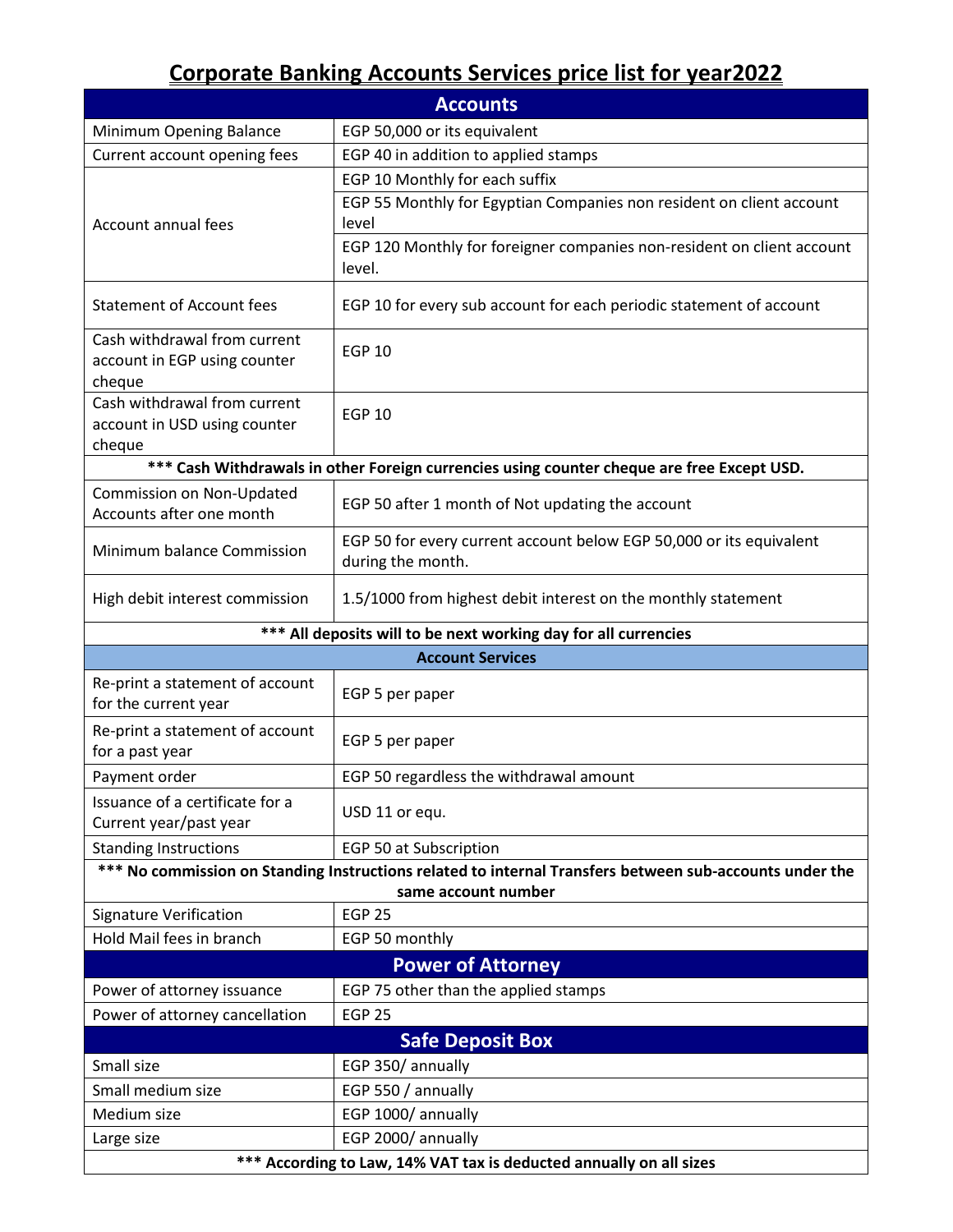# Corporate Banking Accounts Services price list for year2022

| Accounts | |
|---|---|
| Minimum Opening Balance | EGP 50,000 or its equivalent |
| Current account opening fees | EGP 40 in addition to applied stamps |
| Account annual fees | EGP 10 Monthly for each suffix |
| | EGP 55 Monthly for Egyptian Companies non resident on client account level |
| | EGP 120 Monthly for foreigner companies non-resident on client account level. |
| Statement of Account fees | EGP 10 for every sub account for each periodic statement of account |
| Cash withdrawal from current account in EGP using counter cheque | EGP 10 |
| Cash withdrawal from current account in USD using counter cheque | EGP 10 |
| **\*\*\* Cash Withdrawals in other Foreign currencies using counter cheque are free Except USD.** | |
| Commission on Non-Updated Accounts after one month | EGP 50 after 1 month of Not updating the account |
| Minimum balance Commission | EGP 50 for every current account below EGP 50,000 or its equivalent during the month. |
| High debit interest commission | 1.5/1000 from highest debit interest on the monthly statement |
| **\*\*\* All deposits will to be next working day for all currencies** | |
| **Account Services** | |
| Re-print a statement of account for the current year | EGP 5 per paper |
| Re-print a statement of account for a past year | EGP 5 per paper |
| Payment order | EGP 50 regardless the withdrawal amount |
| Issuance of a certificate for a Current year/past year | USD 11 or equ. |
| Standing Instructions | EGP 50 at Subscription |
| **\*\*\* No commission on Standing Instructions related to internal Transfers between sub-accounts under the same account number** | |
| Signature Verification | EGP 25 |
| Hold Mail fees in branch | EGP 50 monthly |
| **Power of Attorney** | |
| Power of attorney issuance | EGP 75 other than the applied stamps |
| Power of attorney cancellation | EGP 25 |
| **Safe Deposit Box** | |
| Small size | EGP 350/ annually |
| Small medium size | EGP 550 / annually |
| Medium size | EGP 1000/ annually |
| Large size | EGP 2000/ annually |
| **\*\*\* According to Law, 14% VAT tax is deducted annually on all sizes** | |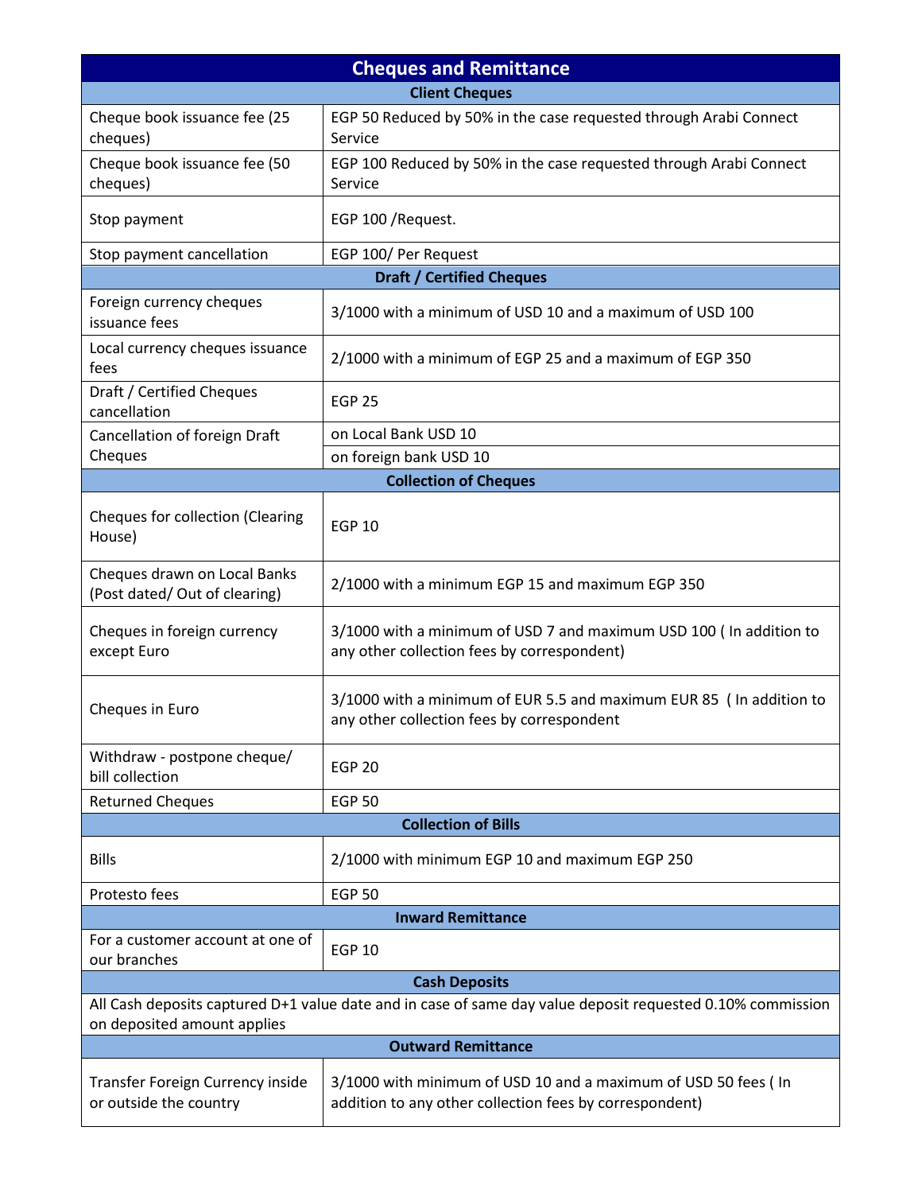| Cheques and Remittance | |
|---|---|
| **Client Cheques** | |
| Cheque book issuance fee (25 cheques) | EGP 50 Reduced by 50% in the case requested through Arabi Connect Service |
| Cheque book issuance fee (50 cheques) | EGP 100 Reduced by 50% in the case requested through Arabi Connect Service |
| Stop payment | EGP 100 /Request. |
| Stop payment cancellation | EGP 100/ Per Request |
| **Draft / Certified Cheques** | |
| Foreign currency cheques issuance fees | 3/1000 with a minimum of USD 10 and a maximum of USD 100 |
| Local currency cheques issuance fees | 2/1000 with a minimum of EGP 25 and a maximum of EGP 350 |
| Draft / Certified Cheques cancellation | EGP 25 |
| Cancellation of foreign Draft Cheques | on Local Bank USD 10 |
| | on foreign bank USD 10 |
| **Collection of Cheques** | |
| Cheques for collection (Clearing House) | EGP 10 |
| Cheques drawn on Local Banks (Post dated/ Out of clearing) | 2/1000 with a minimum EGP 15 and maximum EGP 350 |
| Cheques in foreign currency except Euro | 3/1000 with a minimum of USD 7 and maximum USD 100 ( In addition to any other collection fees by correspondent) |
| Cheques in Euro | 3/1000 with a minimum of EUR 5.5 and maximum EUR 85 ( In addition to any other collection fees by correspondent |
| Withdraw - postpone cheque/ bill collection | EGP 20 |
| Returned Cheques | EGP 50 |
| **Collection of Bills** | |
| Bills | 2/1000 with minimum EGP 10 and maximum EGP 250 |
| Protesto fees | EGP 50 |
| **Inward Remittance** | |
| For a customer account at one of our branches | EGP 10 |
| **Cash Deposits** | |
| All Cash deposits captured D+1 value date and in case of same day value deposit requested 0.10% commission on deposited amount applies | |
| **Outward Remittance** | |
| Transfer Foreign Currency inside or outside the country | 3/1000 with minimum of USD 10 and a maximum of USD 50 fees ( In addition to any other collection fees by correspondent) |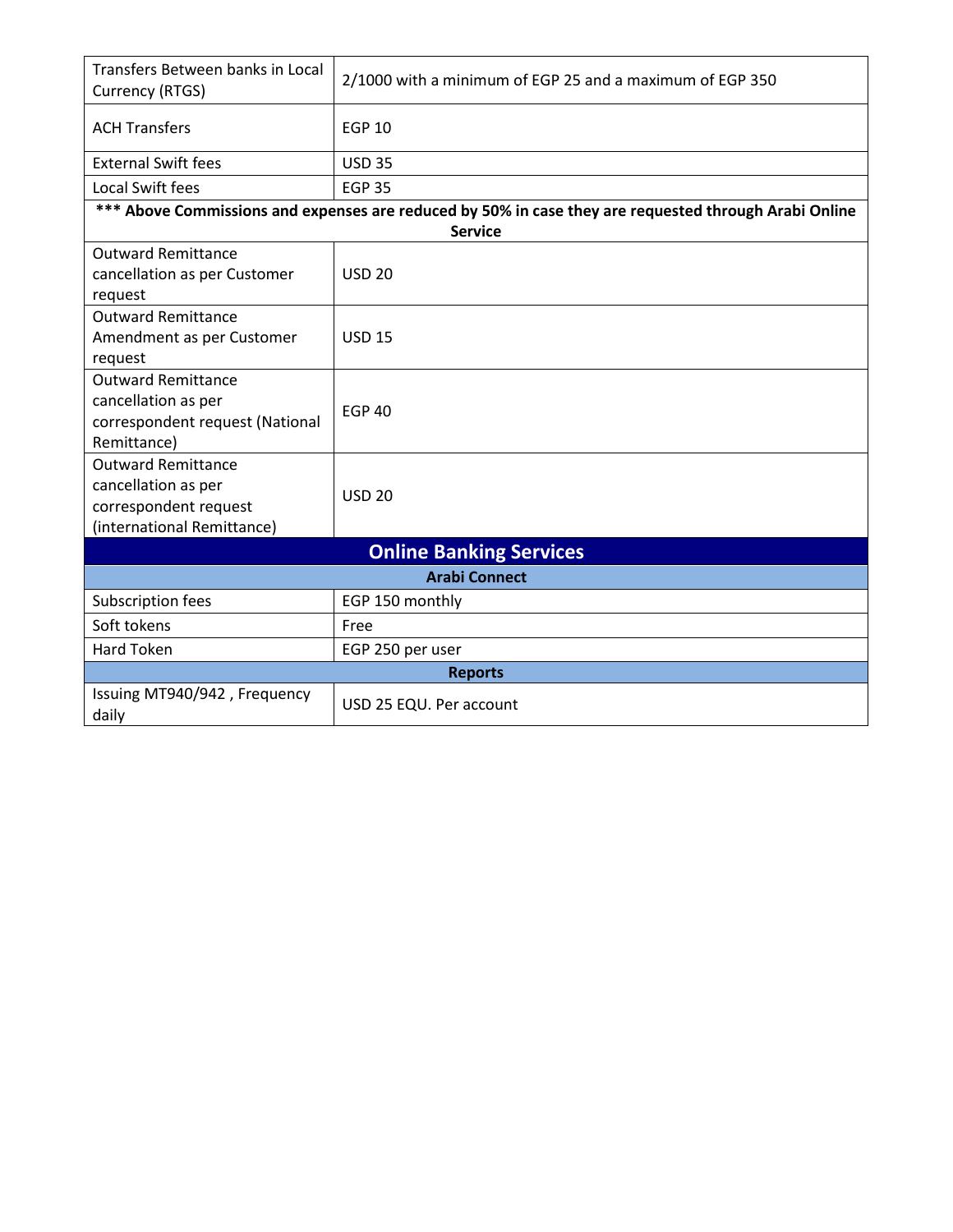| | |
|---|---|
| Transfers Between banks in Local Currency (RTGS) | 2/1000 with a minimum of EGP 25 and a maximum of EGP 350 |
| ACH Transfers | EGP 10 |
| External Swift fees | USD 35 |
| Local Swift fees | EGP 35 |
| **\*\*\* Above Commissions and expenses are reduced by 50% in case they are requested through Arabi Online Service** | |
| Outward Remittance cancellation as per Customer request | USD 20 |
| Outward Remittance Amendment as per Customer request | USD 15 |
| Outward Remittance cancellation as per correspondent request (National Remittance) | EGP 40 |
| Outward Remittance cancellation as per correspondent request (international Remittance) | USD 20 |
| **Online Banking Services** | |
| **Arabi Connect** | |
| Subscription fees | EGP 150 monthly |
| Soft tokens | Free |
| Hard Token | EGP 250 per user |
| **Reports** | |
| Issuing MT940/942 , Frequency daily | USD 25 EQU. Per account |